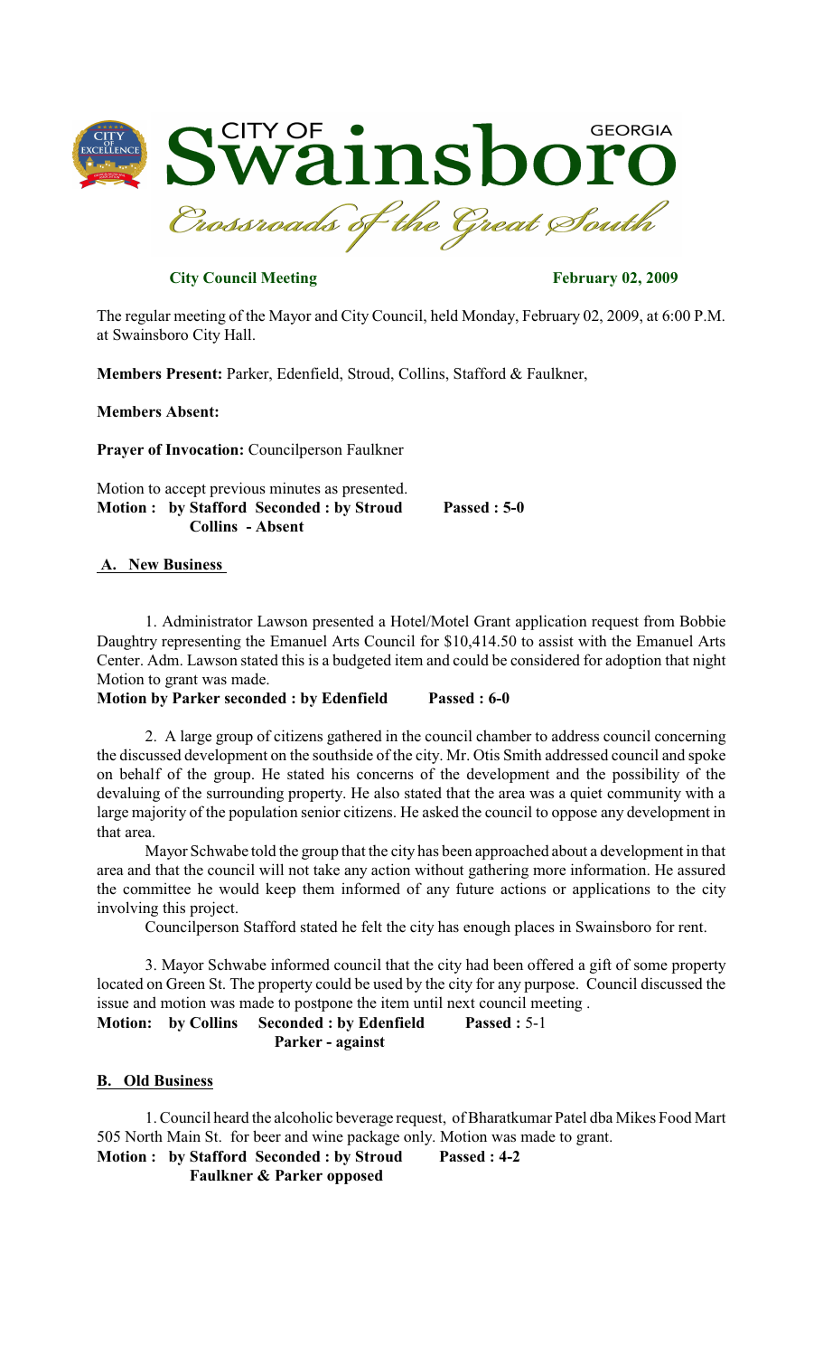# CITY OF Swainsboro GEORGIA

*Crossroads of the Great South*

**City Council Meeting** **February 02, 2009**

The regular meeting of the Mayor and City Council, held Monday, February 02, 2009, at 6:00 P.M. at Swainsboro City Hall.

**Members Present:** Parker, Edenfield, Stroud, Collins, Stafford & Faulkner,

**Members Absent:**

**Prayer of Invocation:** Councilperson Faulkner

Motion to accept previous minutes as presented.
**Motion : by Stafford Seconded : by Stroud Passed : 5-0**
**Collins - Absent**

## A. New Business

1. Administrator Lawson presented a Hotel/Motel Grant application request from Bobbie Daughtry representing the Emanuel Arts Council for $10,414.50 to assist with the Emanuel Arts Center. Adm. Lawson stated this is a budgeted item and could be considered for adoption that night Motion to grant was made.

**Motion by Parker seconded : by Edenfield Passed : 6-0**

2. A large group of citizens gathered in the council chamber to address council concerning the discussed development on the southside of the city. Mr. Otis Smith addressed council and spoke on behalf of the group. He stated his concerns of the development and the possibility of the devaluing of the surrounding property. He also stated that the area was a quiet community with a large majority of the population senior citizens. He asked the council to oppose any development in that area.

Mayor Schwabe told the group that the city has been approached about a development in that area and that the council will not take any action without gathering more information. He assured the committee he would keep them informed of any future actions or applications to the city involving this project.

Councilperson Stafford stated he felt the city has enough places in Swainsboro for rent.

3. Mayor Schwabe informed council that the city had been offered a gift of some property located on Green St. The property could be used by the city for any purpose. Council discussed the issue and motion was made to postpone the item until next council meeting .

**Motion: by Collins Seconded : by Edenfield Passed :** 5-1
**Parker - against**

## B. Old Business

1. Council heard the alcoholic beverage request, of Bharatkumar Patel dba Mikes Food Mart 505 North Main St. for beer and wine package only. Motion was made to grant.

**Motion : by Stafford Seconded : by Stroud Passed : 4-2**
**Faulkner & Parker opposed**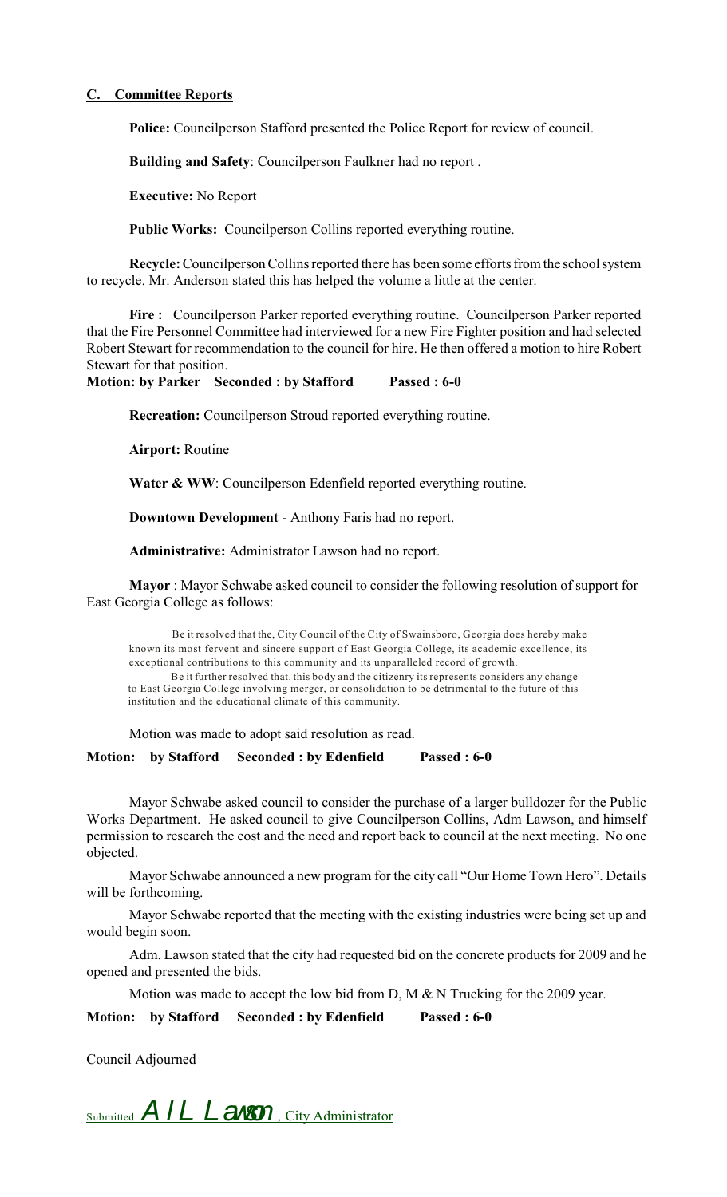**C. Committee Reports**

**Police:** Councilperson Stafford presented the Police Report for review of council.

**Building and Safety**: Councilperson Faulkner had no report .

**Executive:** No Report

**Public Works:** Councilperson Collins reported everything routine.

**Recycle:** Councilperson Collins reported there has been some efforts from the school system to recycle. Mr. Anderson stated this has helped the volume a little at the center.

**Fire :** Councilperson Parker reported everything routine. Councilperson Parker reported that the Fire Personnel Committee had interviewed for a new Fire Fighter position and had selected Robert Stewart for recommendation to the council for hire. He then offered a motion to hire Robert Stewart for that position.

**Motion: by Parker Seconded : by Stafford Passed : 6-0**

**Recreation:** Councilperson Stroud reported everything routine.

**Airport:** Routine

**Water & WW**: Councilperson Edenfield reported everything routine.

**Downtown Development** - Anthony Faris had no report.

**Administrative:** Administrator Lawson had no report.

**Mayor** : Mayor Schwabe asked council to consider the following resolution of support for East Georgia College as follows:

> Be it resolved that the, City Council of the City of Swainsboro, Georgia does hereby make known its most fervent and sincere support of East Georgia College, its academic excellence, its exceptional contributions to this community and its unparalleled record of growth.
>
> Be it further resolved that. this body and the citizenry its represents considers any change to East Georgia College involving merger, or consolidation to be detrimental to the future of this institution and the educational climate of this community.

Motion was made to adopt said resolution as read.

**Motion: by Stafford Seconded : by Edenfield Passed : 6-0**

Mayor Schwabe asked council to consider the purchase of a larger bulldozer for the Public Works Department. He asked council to give Councilperson Collins, Adm Lawson, and himself permission to research the cost and the need and report back to council at the next meeting. No one objected.

Mayor Schwabe announced a new program for the city call "Our Home Town Hero". Details will be forthcoming.

Mayor Schwabe reported that the meeting with the existing industries were being set up and would begin soon.

Adm. Lawson stated that the city had requested bid on the concrete products for 2009 and he opened and presented the bids.

Motion was made to accept the low bid from D, M & N Trucking for the 2009 year.

**Motion: by Stafford Seconded : by Edenfield Passed : 6-0**

Council Adjourned

Submitted: A I L Lawson , City Administrator